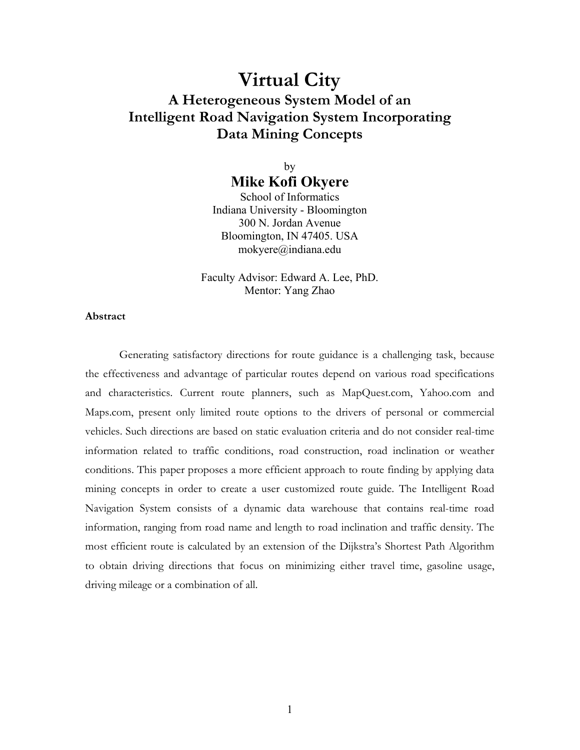# Virtual City

## A Heterogeneous System Model of an Intelligent Road Navigation System Incorporating Data Mining Concepts

by

**Mike Kofi Okyere**

School of Informatics
Indiana University - Bloomington
300 N. Jordan Avenue
Bloomington, IN 47405. USA
mokyere@indiana.edu

Faculty Advisor: Edward A. Lee, PhD.
Mentor: Yang Zhao

**Abstract**

Generating satisfactory directions for route guidance is a challenging task, because the effectiveness and advantage of particular routes depend on various road specifications and characteristics. Current route planners, such as MapQuest.com, Yahoo.com and Maps.com, present only limited route options to the drivers of personal or commercial vehicles. Such directions are based on static evaluation criteria and do not consider real-time information related to traffic conditions, road construction, road inclination or weather conditions. This paper proposes a more efficient approach to route finding by applying data mining concepts in order to create a user customized route guide. The Intelligent Road Navigation System consists of a dynamic data warehouse that contains real-time road information, ranging from road name and length to road inclination and traffic density. The most efficient route is calculated by an extension of the Dijkstra's Shortest Path Algorithm to obtain driving directions that focus on minimizing either travel time, gasoline usage, driving mileage or a combination of all.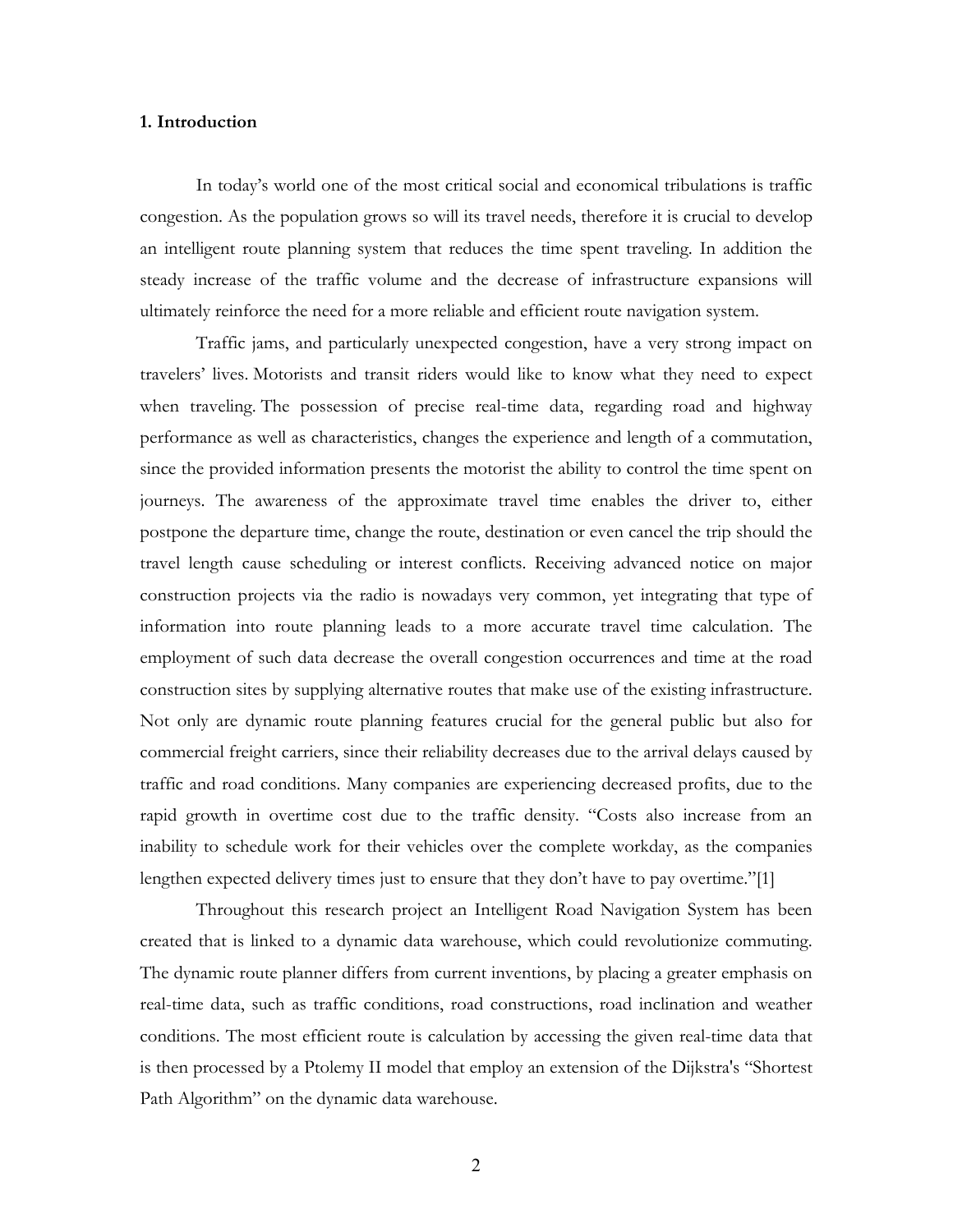## 1. Introduction

In today's world one of the most critical social and economical tribulations is traffic congestion. As the population grows so will its travel needs, therefore it is crucial to develop an intelligent route planning system that reduces the time spent traveling. In addition the steady increase of the traffic volume and the decrease of infrastructure expansions will ultimately reinforce the need for a more reliable and efficient route navigation system.

Traffic jams, and particularly unexpected congestion, have a very strong impact on travelers' lives. Motorists and transit riders would like to know what they need to expect when traveling. The possession of precise real-time data, regarding road and highway performance as well as characteristics, changes the experience and length of a commutation, since the provided information presents the motorist the ability to control the time spent on journeys. The awareness of the approximate travel time enables the driver to, either postpone the departure time, change the route, destination or even cancel the trip should the travel length cause scheduling or interest conflicts. Receiving advanced notice on major construction projects via the radio is nowadays very common, yet integrating that type of information into route planning leads to a more accurate travel time calculation. The employment of such data decrease the overall congestion occurrences and time at the road construction sites by supplying alternative routes that make use of the existing infrastructure. Not only are dynamic route planning features crucial for the general public but also for commercial freight carriers, since their reliability decreases due to the arrival delays caused by traffic and road conditions. Many companies are experiencing decreased profits, due to the rapid growth in overtime cost due to the traffic density. "Costs also increase from an inability to schedule work for their vehicles over the complete workday, as the companies lengthen expected delivery times just to ensure that they don't have to pay overtime."[1]

Throughout this research project an Intelligent Road Navigation System has been created that is linked to a dynamic data warehouse, which could revolutionize commuting. The dynamic route planner differs from current inventions, by placing a greater emphasis on real-time data, such as traffic conditions, road constructions, road inclination and weather conditions. The most efficient route is calculation by accessing the given real-time data that is then processed by a Ptolemy II model that employ an extension of the Dijkstra's "Shortest Path Algorithm" on the dynamic data warehouse.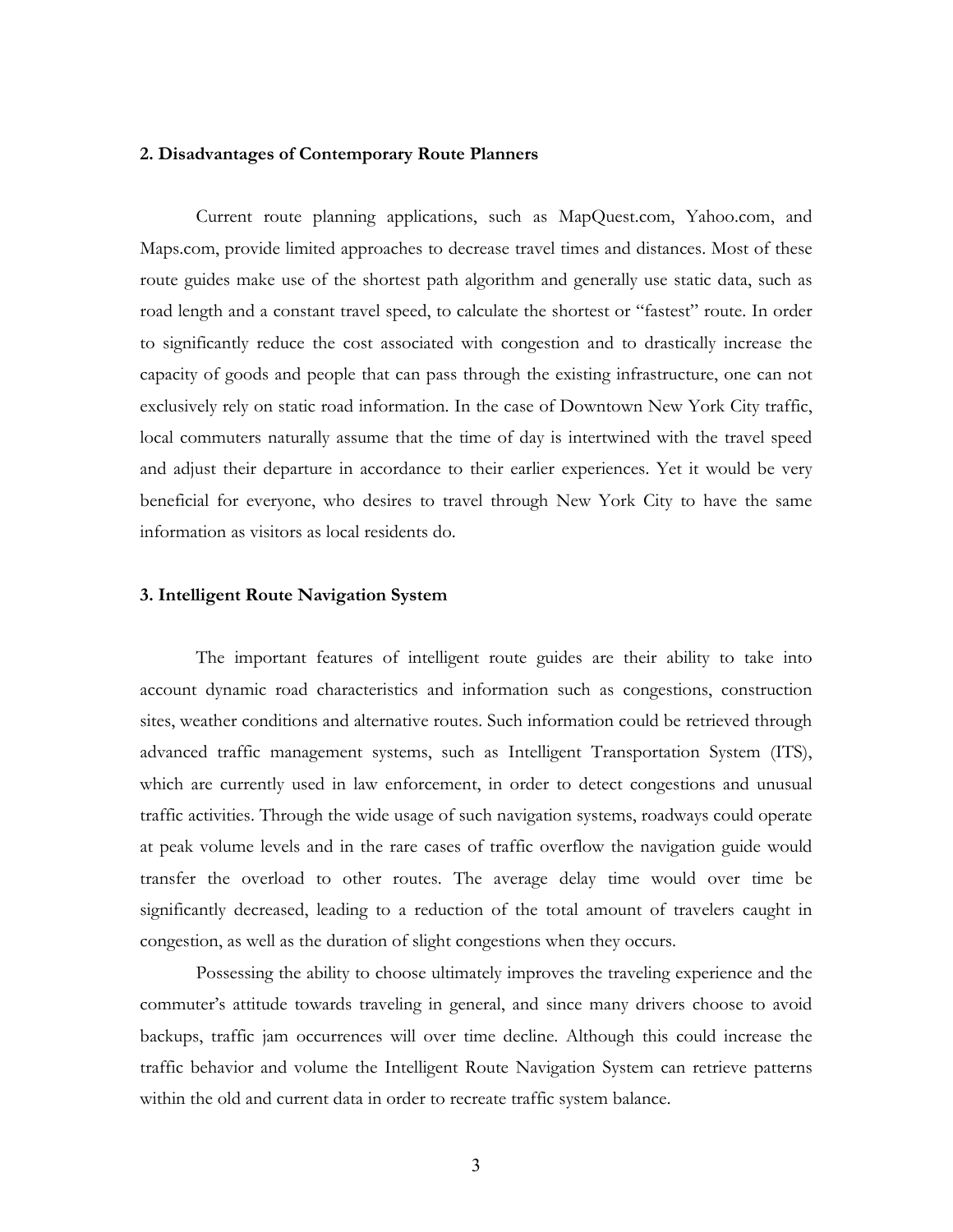## 2. Disadvantages of Contemporary Route Planners

Current route planning applications, such as MapQuest.com, Yahoo.com, and Maps.com, provide limited approaches to decrease travel times and distances. Most of these route guides make use of the shortest path algorithm and generally use static data, such as road length and a constant travel speed, to calculate the shortest or "fastest" route. In order to significantly reduce the cost associated with congestion and to drastically increase the capacity of goods and people that can pass through the existing infrastructure, one can not exclusively rely on static road information. In the case of Downtown New York City traffic, local commuters naturally assume that the time of day is intertwined with the travel speed and adjust their departure in accordance to their earlier experiences. Yet it would be very beneficial for everyone, who desires to travel through New York City to have the same information as visitors as local residents do.

## 3. Intelligent Route Navigation System

The important features of intelligent route guides are their ability to take into account dynamic road characteristics and information such as congestions, construction sites, weather conditions and alternative routes. Such information could be retrieved through advanced traffic management systems, such as Intelligent Transportation System (ITS), which are currently used in law enforcement, in order to detect congestions and unusual traffic activities. Through the wide usage of such navigation systems, roadways could operate at peak volume levels and in the rare cases of traffic overflow the navigation guide would transfer the overload to other routes. The average delay time would over time be significantly decreased, leading to a reduction of the total amount of travelers caught in congestion, as well as the duration of slight congestions when they occurs.

Possessing the ability to choose ultimately improves the traveling experience and the commuter's attitude towards traveling in general, and since many drivers choose to avoid backups, traffic jam occurrences will over time decline. Although this could increase the traffic behavior and volume the Intelligent Route Navigation System can retrieve patterns within the old and current data in order to recreate traffic system balance.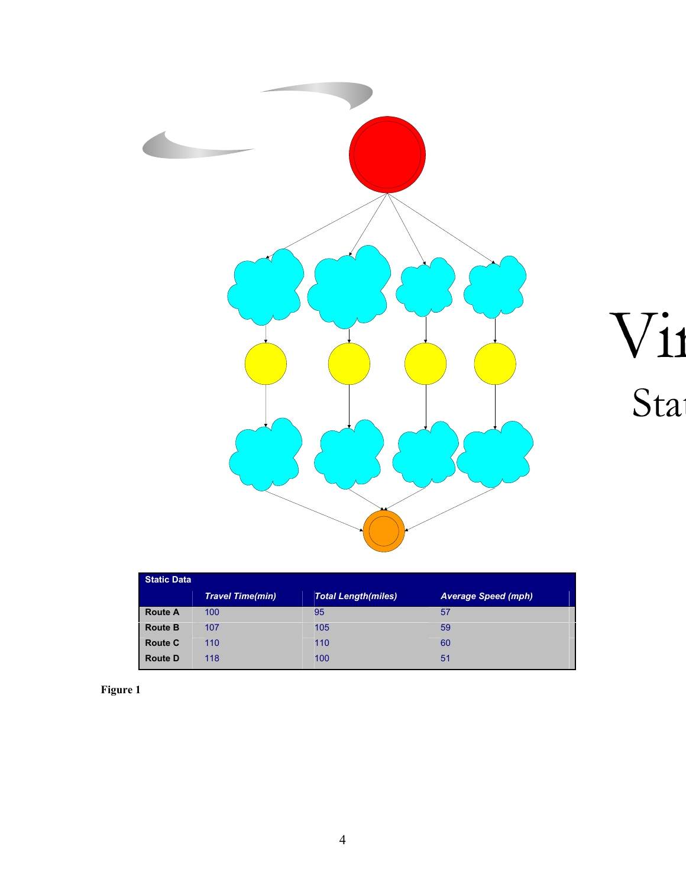| Static Data | | | |
|---|---|---|---|
| | *Travel Time(min)* | *Total Length(miles)* | *Average Speed (mph)* |
| **Route A** | 100 | 95 | 57 |
| **Route B** | 107 | 105 | 59 |
| **Route C** | 110 | 110 | 60 |
| **Route D** | 118 | 100 | 51 |

**Figure 1**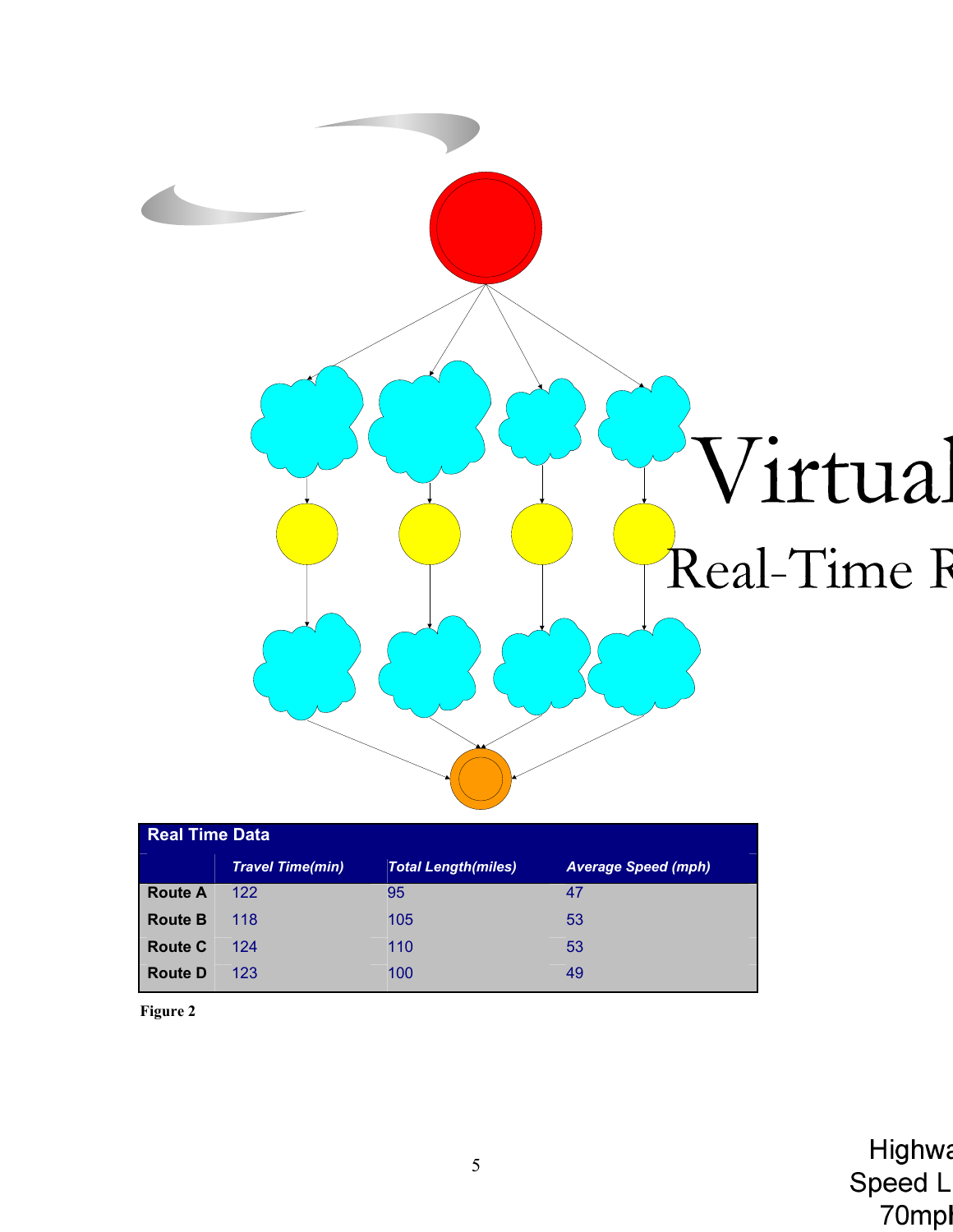Virtual

Real-Time R

| Real Time Data | Travel Time(min) | Total Length(miles) | Average Speed (mph) |
|---|---|---|---|
| Route A | 122 | 95 | 47 |
| Route B | 118 | 105 | 53 |
| Route C | 124 | 110 | 53 |
| Route D | 123 | 100 | 49 |

**Figure 2**

Highwa
Speed L
70mph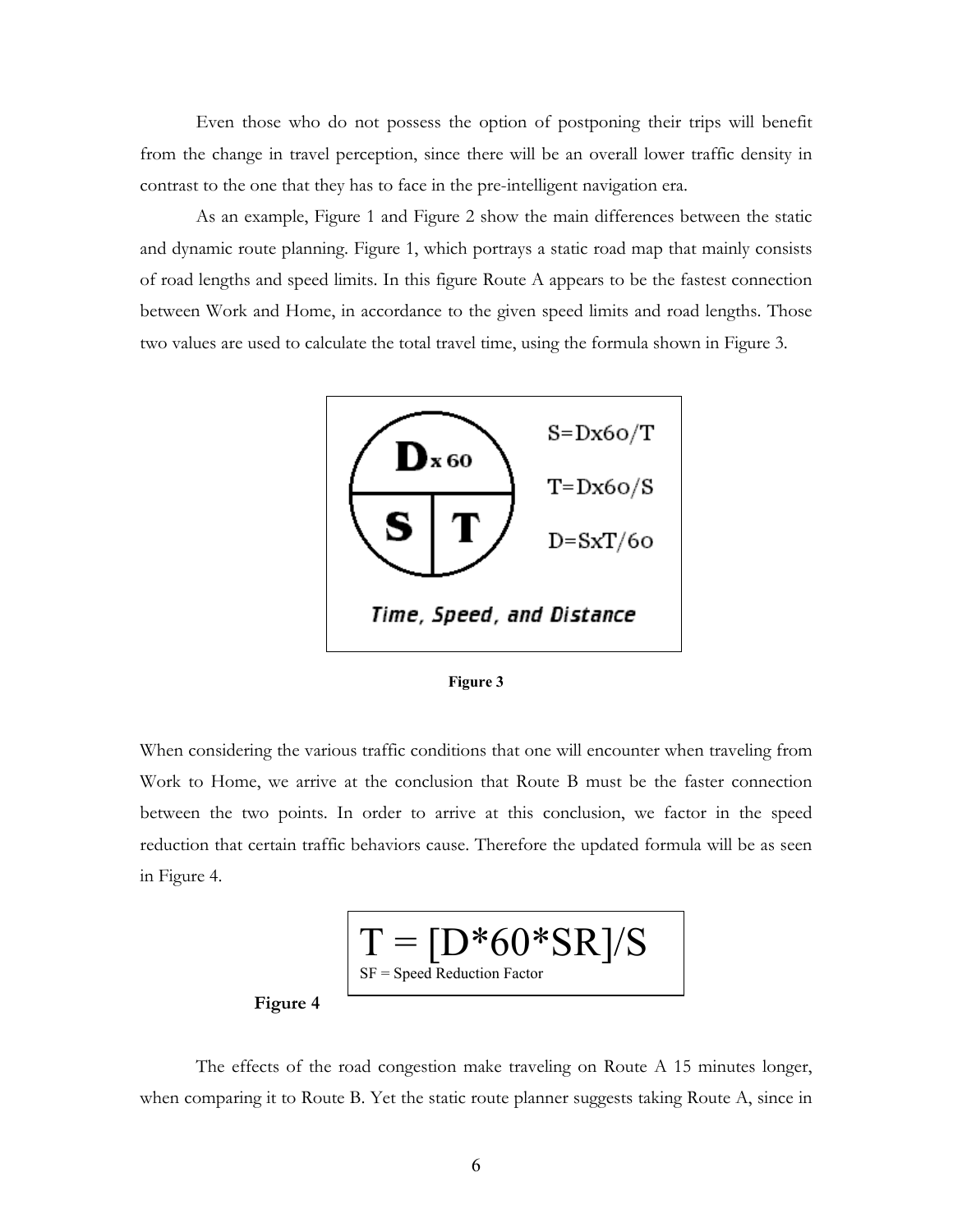Even those who do not possess the option of postponing their trips will benefit from the change in travel perception, since there will be an overall lower traffic density in contrast to the one that they has to face in the pre-intelligent navigation era.

As an example, Figure 1 and Figure 2 show the main differences between the static and dynamic route planning. Figure 1, which portrays a static road map that mainly consists of road lengths and speed limits. In this figure Route A appears to be the fastest connection between Work and Home, in accordance to the given speed limits and road lengths. Those two values are used to calculate the total travel time, using the formula shown in Figure 3.

D x 60

S | T

S=Dx60/T

T=Dx60/S

D=SxT/60

*Time, Speed, and Distance*

**Figure 3**

When considering the various traffic conditions that one will encounter when traveling from Work to Home, we arrive at the conclusion that Route B must be the faster connection between the two points. In order to arrive at this conclusion, we factor in the speed reduction that certain traffic behaviors cause. Therefore the updated formula will be as seen in Figure 4.

$$T = [D*60*SR]/S$$

SF = Speed Reduction Factor

**Figure 4**

The effects of the road congestion make traveling on Route A 15 minutes longer, when comparing it to Route B. Yet the static route planner suggests taking Route A, since in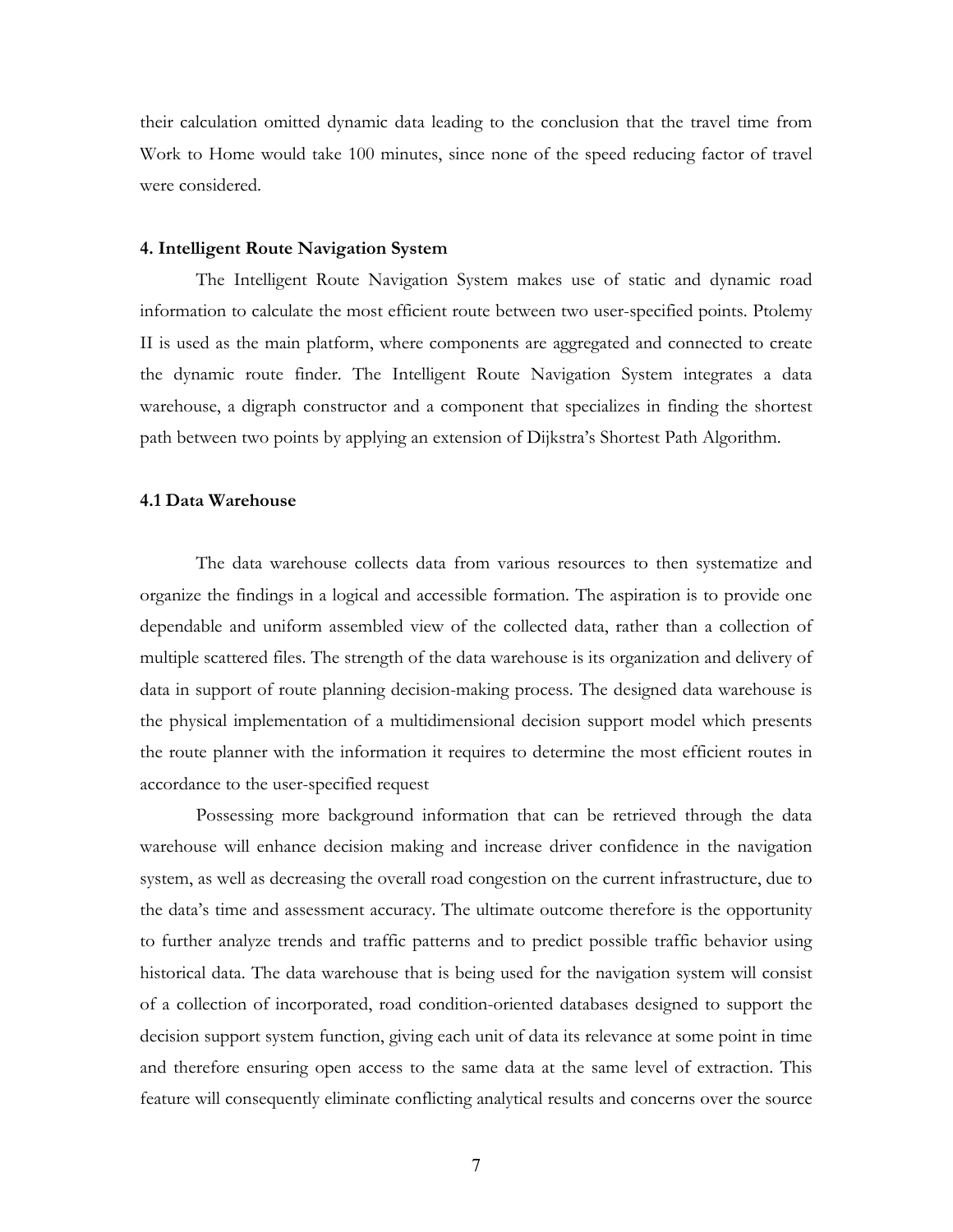their calculation omitted dynamic data leading to the conclusion that the travel time from Work to Home would take 100 minutes, since none of the speed reducing factor of travel were considered.

### 4. Intelligent Route Navigation System

The Intelligent Route Navigation System makes use of static and dynamic road information to calculate the most efficient route between two user-specified points. Ptolemy II is used as the main platform, where components are aggregated and connected to create the dynamic route finder. The Intelligent Route Navigation System integrates a data warehouse, a digraph constructor and a component that specializes in finding the shortest path between two points by applying an extension of Dijkstra's Shortest Path Algorithm.

#### 4.1 Data Warehouse

The data warehouse collects data from various resources to then systematize and organize the findings in a logical and accessible formation. The aspiration is to provide one dependable and uniform assembled view of the collected data, rather than a collection of multiple scattered files. The strength of the data warehouse is its organization and delivery of data in support of route planning decision-making process. The designed data warehouse is the physical implementation of a multidimensional decision support model which presents the route planner with the information it requires to determine the most efficient routes in accordance to the user-specified request

Possessing more background information that can be retrieved through the data warehouse will enhance decision making and increase driver confidence in the navigation system, as well as decreasing the overall road congestion on the current infrastructure, due to the data's time and assessment accuracy. The ultimate outcome therefore is the opportunity to further analyze trends and traffic patterns and to predict possible traffic behavior using historical data. The data warehouse that is being used for the navigation system will consist of a collection of incorporated, road condition-oriented databases designed to support the decision support system function, giving each unit of data its relevance at some point in time and therefore ensuring open access to the same data at the same level of extraction. This feature will consequently eliminate conflicting analytical results and concerns over the source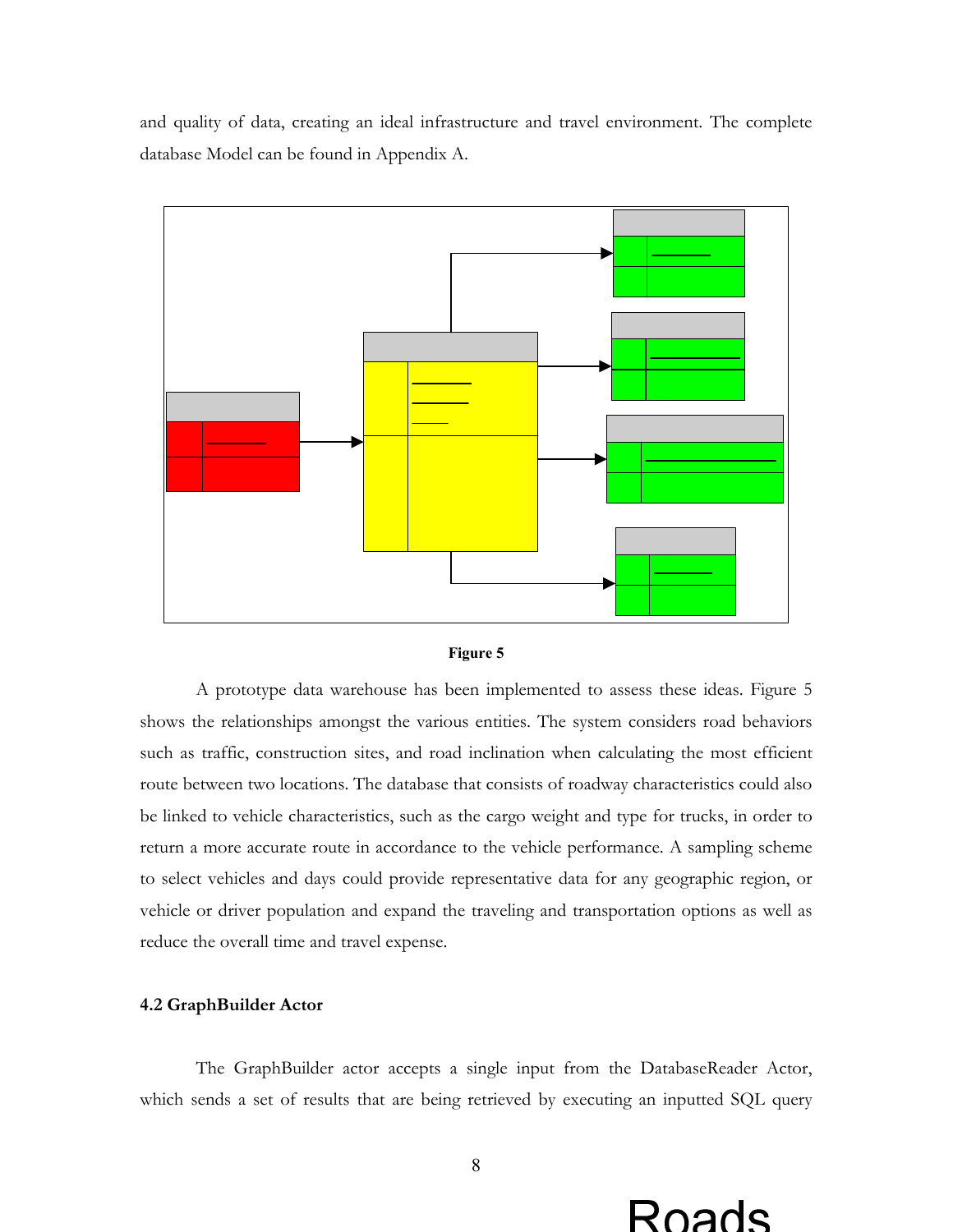and quality of data, creating an ideal infrastructure and travel environment. The complete database Model can be found in Appendix A.

**Figure 5**

A prototype data warehouse has been implemented to assess these ideas. Figure 5 shows the relationships amongst the various entities. The system considers road behaviors such as traffic, construction sites, and road inclination when calculating the most efficient route between two locations. The database that consists of roadway characteristics could also be linked to vehicle characteristics, such as the cargo weight and type for trucks, in order to return a more accurate route in accordance to the vehicle performance. A sampling scheme to select vehicles and days could provide representative data for any geographic region, or vehicle or driver population and expand the traveling and transportation options as well as reduce the overall time and travel expense.

### 4.2 GraphBuilder Actor

The GraphBuilder actor accepts a single input from the DatabaseReader Actor, which sends a set of results that are being retrieved by executing an inputted SQL query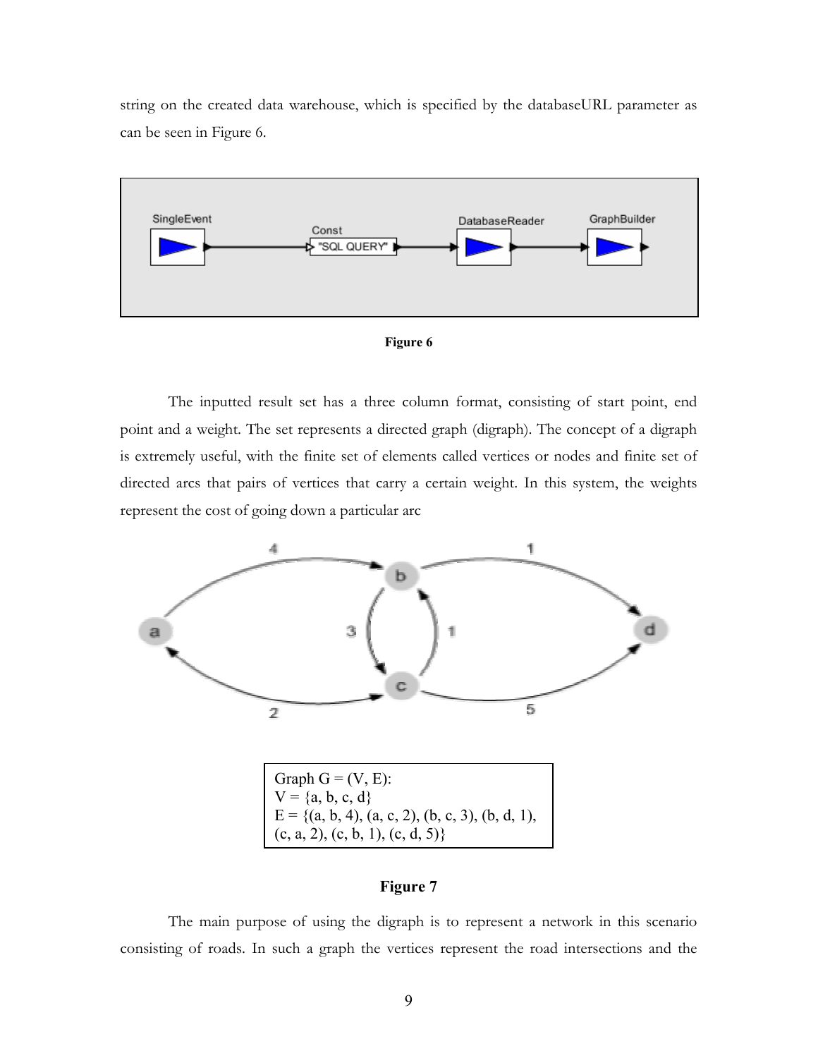string on the created data warehouse, which is specified by the databaseURL parameter as can be seen in Figure 6.

**Figure 6**

The inputted result set has a three column format, consisting of start point, end point and a weight. The set represents a directed graph (digraph). The concept of a digraph is extremely useful, with the finite set of elements called vertices or nodes and finite set of directed arcs that pairs of vertices that carry a certain weight. In this system, the weights represent the cost of going down a particular arc

Graph G = (V, E):
V = {a, b, c, d}
E = {(a, b, 4), (a, c, 2), (b, c, 3), (b, d, 1), (c, a, 2), (c, b, 1), (c, d, 5)}

**Figure 7**

The main purpose of using the digraph is to represent a network in this scenario consisting of roads. In such a graph the vertices represent the road intersections and the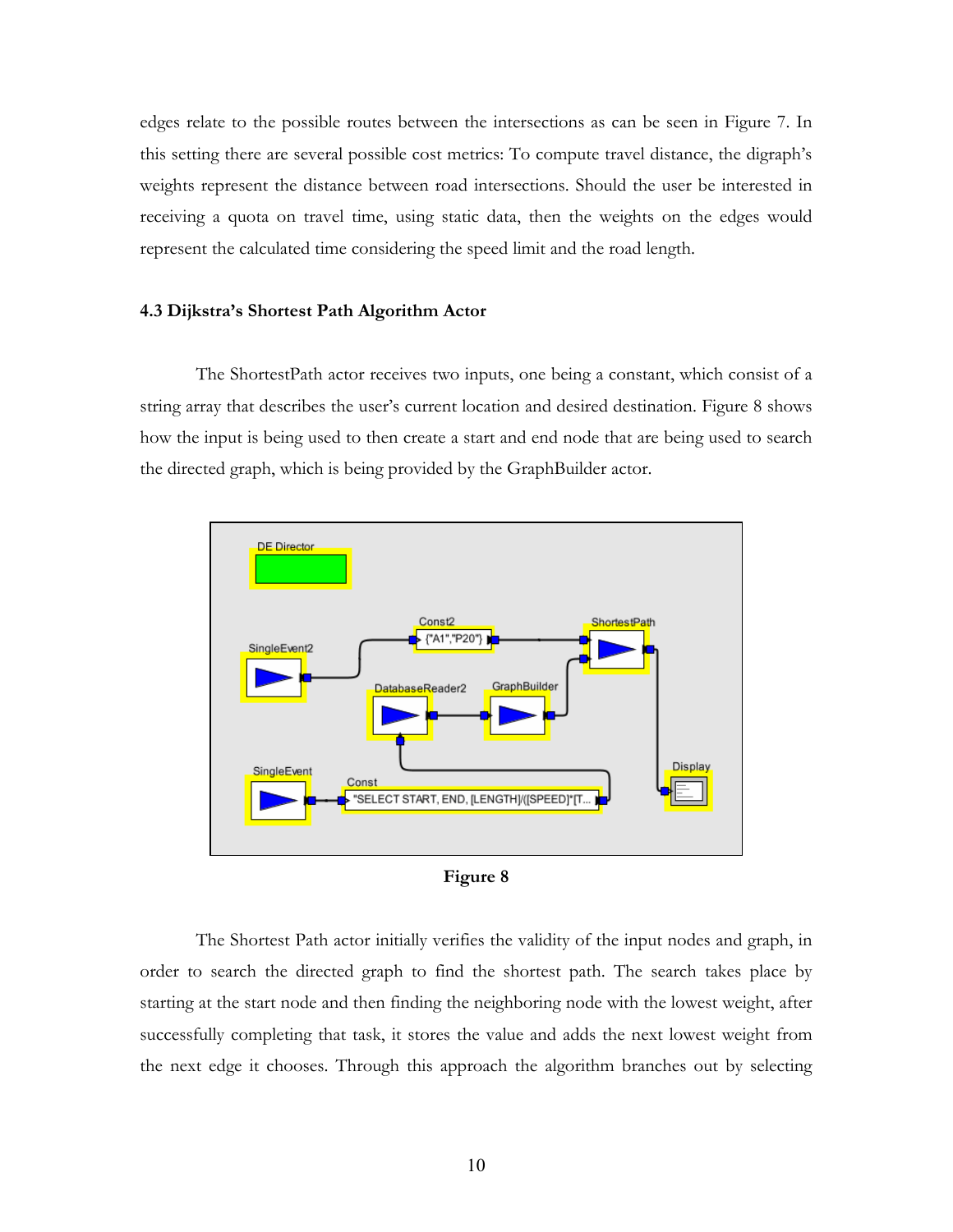edges relate to the possible routes between the intersections as can be seen in Figure 7. In this setting there are several possible cost metrics: To compute travel distance, the digraph's weights represent the distance between road intersections. Should the user be interested in receiving a quota on travel time, using static data, then the weights on the edges would represent the calculated time considering the speed limit and the road length.

### 4.3 Dijkstra's Shortest Path Algorithm Actor

The ShortestPath actor receives two inputs, one being a constant, which consist of a string array that describes the user's current location and desired destination. Figure 8 shows how the input is being used to then create a start and end node that are being used to search the directed graph, which is being provided by the GraphBuilder actor.

**Figure 8**

The Shortest Path actor initially verifies the validity of the input nodes and graph, in order to search the directed graph to find the shortest path. The search takes place by starting at the start node and then finding the neighboring node with the lowest weight, after successfully completing that task, it stores the value and adds the next lowest weight from the next edge it chooses. Through this approach the algorithm branches out by selecting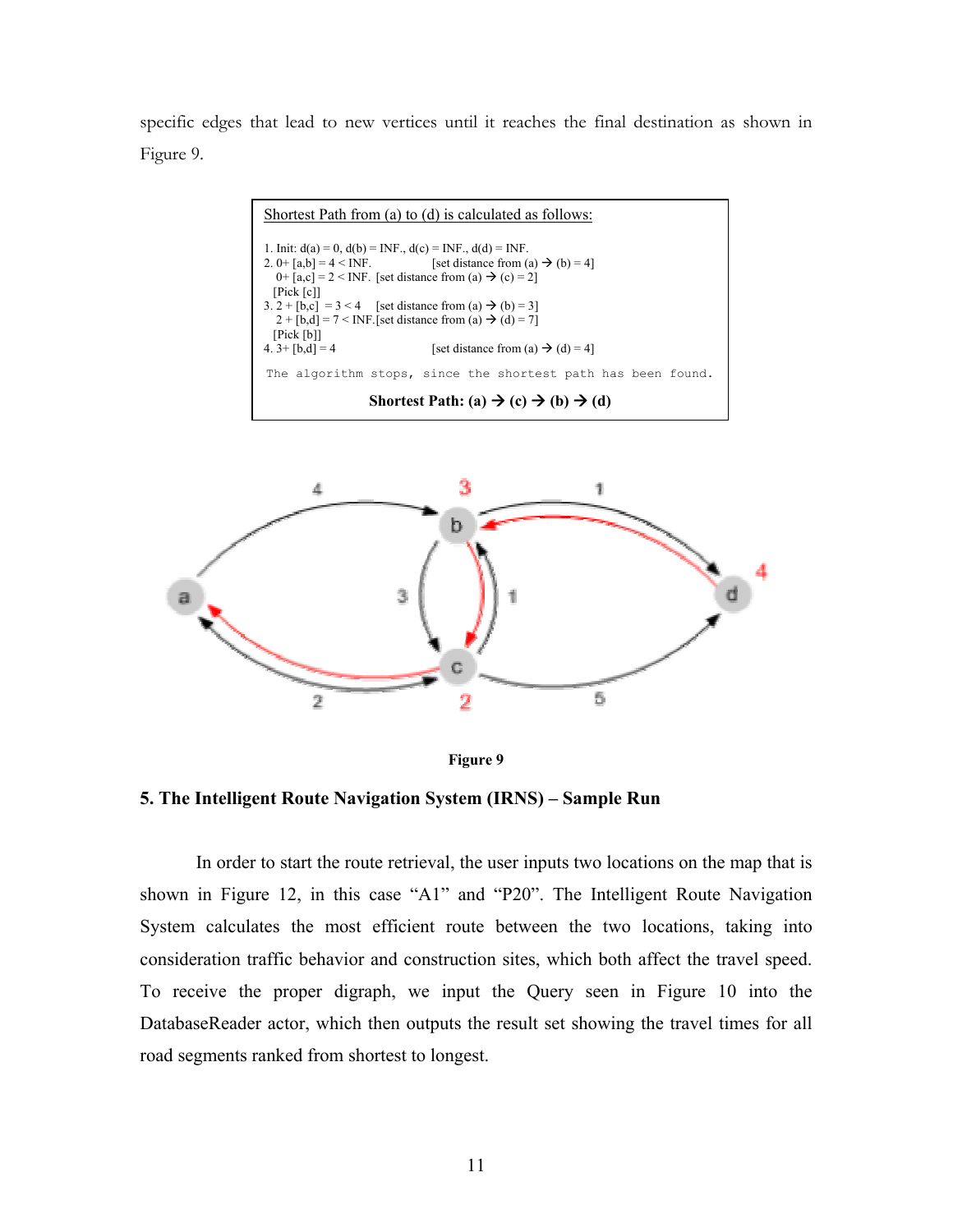specific edges that lead to new vertices until it reaches the final destination as shown in Figure 9.

Shortest Path from (a) to (d) is calculated as follows:

1. Init: d(a) = 0, d(b) = INF., d(c) = INF., d(d) = INF.
2. 0+ [a,b] = 4 < INF. [set distance from (a) → (b) = 4]
   0+ [a,c] = 2 < INF. [set distance from (a) → (c) = 2]
   [Pick [c]]
3. 2 + [b,c] = 3 < 4 [set distance from (a) → (b) = 3]
   2 + [b,d] = 7 < INF. [set distance from (a) → (d) = 7]
   [Pick [b]]
4. 3+ [b,d] = 4 [set distance from (a) → (d) = 4]

The algorithm stops, since the shortest path has been found.

**Shortest Path: (a) → (c) → (b) → (d)**

**Figure 9**

## 5. The Intelligent Route Navigation System (IRNS) – Sample Run

In order to start the route retrieval, the user inputs two locations on the map that is shown in Figure 12, in this case "A1" and "P20". The Intelligent Route Navigation System calculates the most efficient route between the two locations, taking into consideration traffic behavior and construction sites, which both affect the travel speed. To receive the proper digraph, we input the Query seen in Figure 10 into the DatabaseReader actor, which then outputs the result set showing the travel times for all road segments ranked from shortest to longest.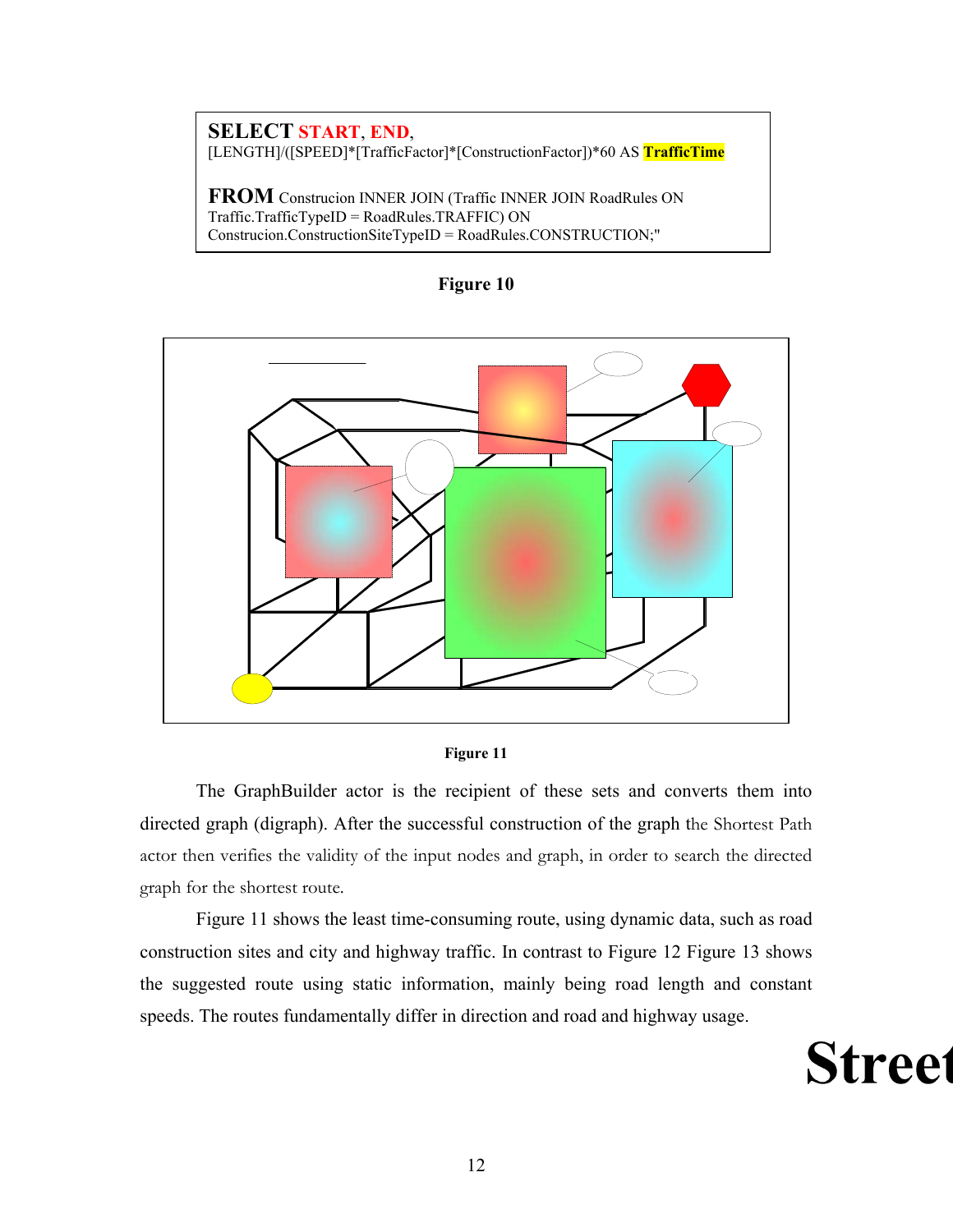```
SELECT START, END,
[LENGTH]/([SPEED]*[TrafficFactor]*[ConstructionFactor])*60 AS TrafficTime

FROM Construcion INNER JOIN (Traffic INNER JOIN RoadRules ON
Traffic.TrafficTypeID = RoadRules.TRAFFIC) ON
Construcion.ConstructionSiteTypeID = RoadRules.CONSTRUCTION;"
```

**Figure 10**

**Figure 11**

The GraphBuilder actor is the recipient of these sets and converts them into directed graph (digraph). After the successful construction of the graph the Shortest Path actor then verifies the validity of the input nodes and graph, in order to search the directed graph for the shortest route.

Figure 11 shows the least time-consuming route, using dynamic data, such as road construction sites and city and highway traffic. In contrast to Figure 12 Figure 13 shows the suggested route using static information, mainly being road length and constant speeds. The routes fundamentally differ in direction and road and highway usage.

**Street**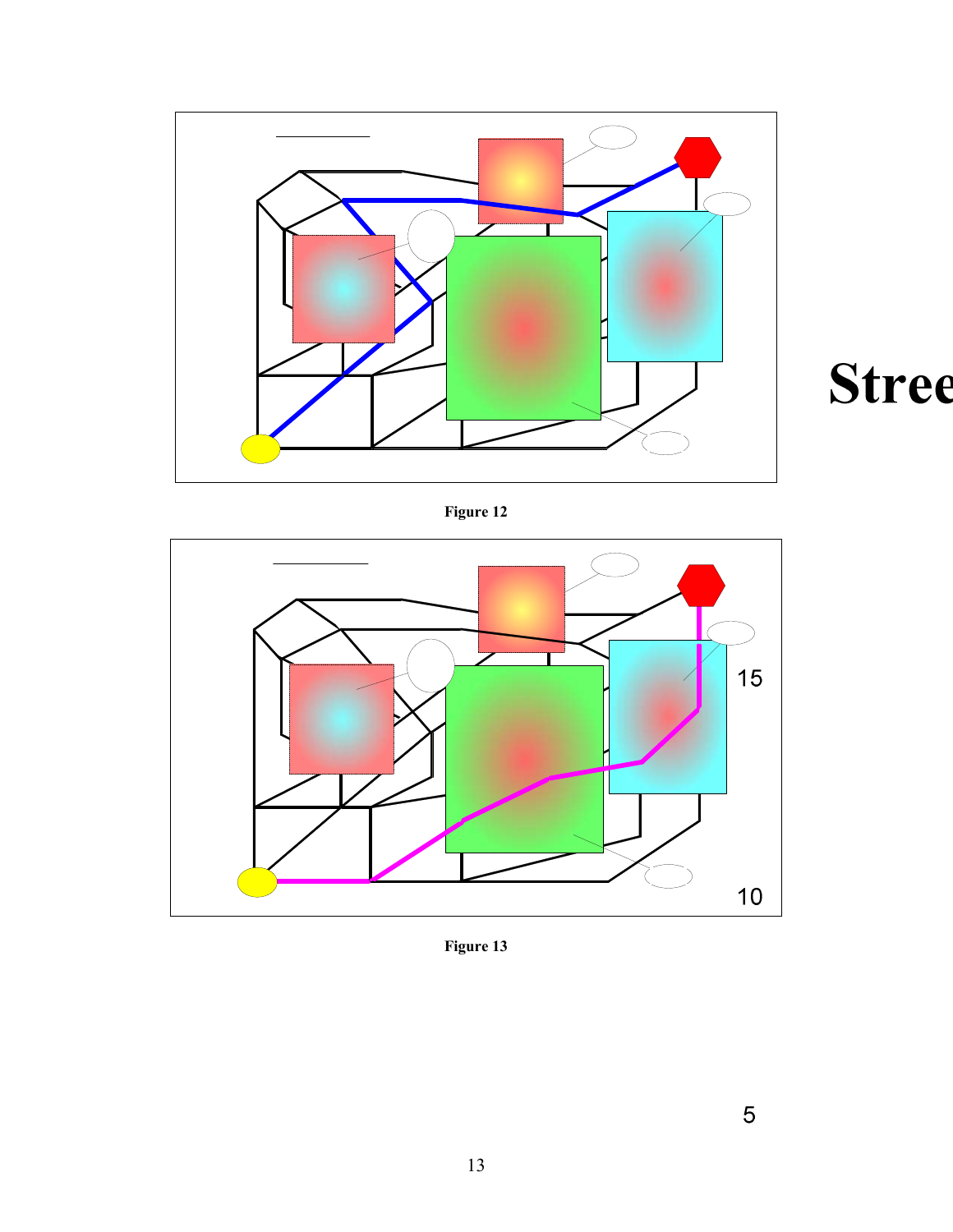Figure 12

Figure 13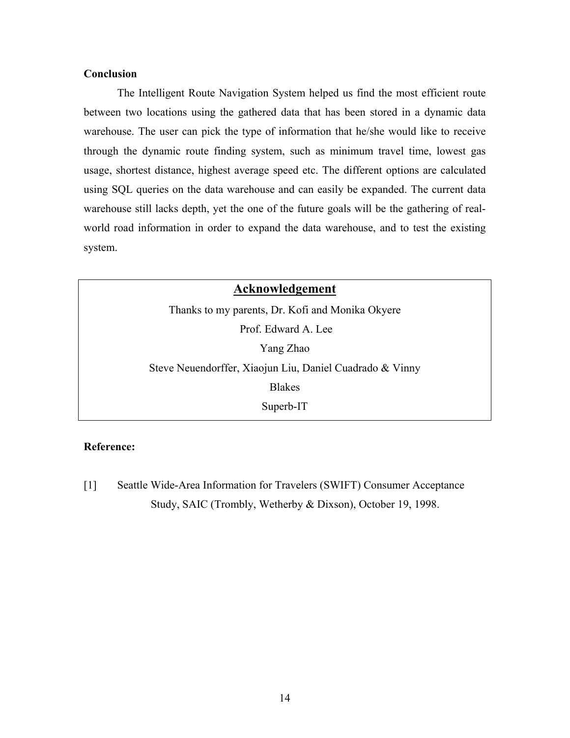**Conclusion**

The Intelligent Route Navigation System helped us find the most efficient route between two locations using the gathered data that has been stored in a dynamic data warehouse. The user can pick the type of information that he/she would like to receive through the dynamic route finding system, such as minimum travel time, lowest gas usage, shortest distance, highest average speed etc. The different options are calculated using SQL queries on the data warehouse and can easily be expanded. The current data warehouse still lacks depth, yet the one of the future goals will be the gathering of real-world road information in order to expand the data warehouse, and to test the existing system.

## Acknowledgement

Thanks to my parents, Dr. Kofi and Monika Okyere

Prof. Edward A. Lee

Yang Zhao

Steve Neuendorffer, Xiaojun Liu, Daniel Cuadrado & Vinny Blakes

Superb-IT

**Reference:**

[1] Seattle Wide-Area Information for Travelers (SWIFT) Consumer Acceptance Study, SAIC (Trombly, Wetherby & Dixson), October 19, 1998.